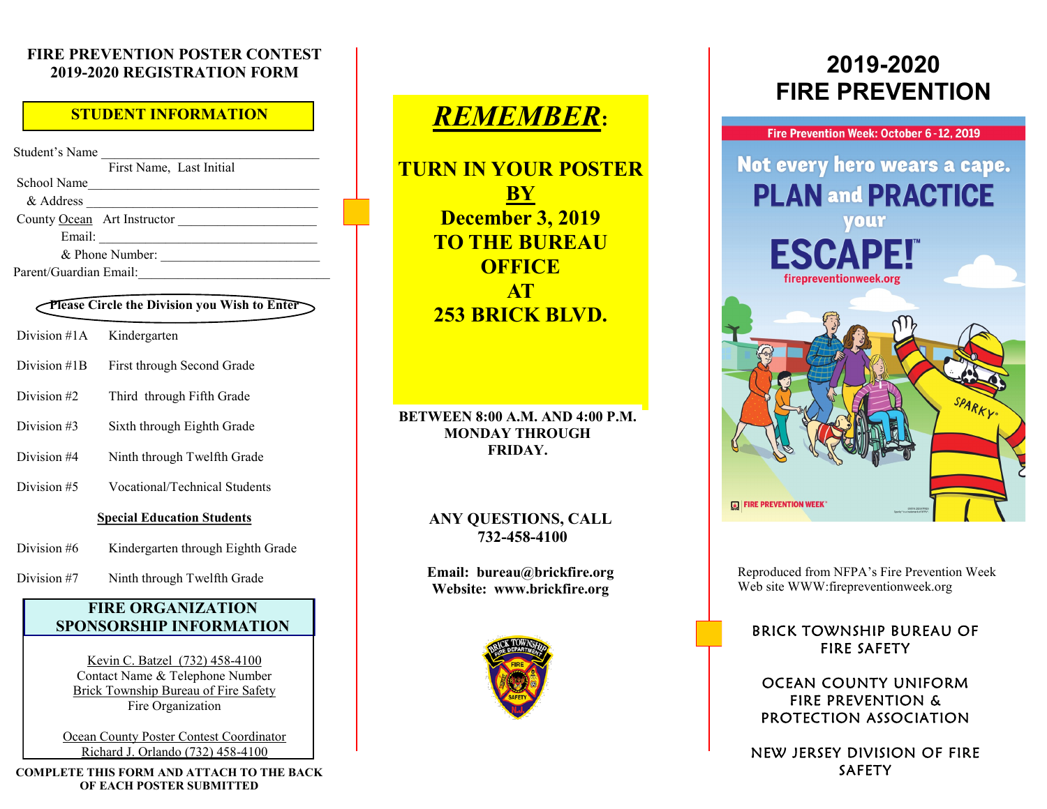# FIRE PREVENTION POSTER CONTEST
# 2019-2020 REGISTRATION FORM

## STUDENT INFORMATION

Student's Name ___________________________________
First Name, Last Initial

School Name _______________________________________

& Address _________________________________________

County Ocean   Art Instructor _____________________

Email: ___________________________________

& Phone Number: ________________________

Parent/Guardian Email:_____________________________

**Please Circle the Division you Wish to Enter**

| | |
|---|---|
| Division #1A | Kindergarten |
| Division #1B | First through Second Grade |
| Division #2 | Third through Fifth Grade |
| Division #3 | Sixth through Eighth Grade |
| Division #4 | Ninth through Twelfth Grade |
| Division #5 | Vocational/Technical Students |

**Special Education Students**

| | |
|---|---|
| Division #6 | Kindergarten through Eighth Grade |
| Division #7 | Ninth through Twelfth Grade |

## FIRE ORGANIZATION SPONSORSHIP INFORMATION

Kevin C. Batzel (732) 458-4100
Contact Name & Telephone Number
Brick Township Bureau of Fire Safety
Fire Organization

Ocean County Poster Contest Coordinator
Richard J. Orlando (732) 458-4100

**COMPLETE THIS FORM AND ATTACH TO THE BACK OF EACH POSTER SUBMITTED**

# *REMEMBER*:

**TURN IN YOUR POSTER BY December 3, 2019 TO THE BUREAU OFFICE AT 253 BRICK BLVD.**

**BETWEEN 8:00 A.M. AND 4:00 P.M. MONDAY THROUGH FRIDAY.**

**ANY QUESTIONS, CALL 732-458-4100**

**Email: bureau@brickfire.org**
**Website: www.brickfire.org**

# 2019-2020 FIRE PREVENTION

Fire Prevention Week: October 6 - 12, 2019

Not every hero wears a cape. PLAN and PRACTICE your ESCAPE!™

firepreventionweek.org

Reproduced from NFPA's Fire Prevention Week Web site WWW:firepreventionweek.org

BRICK TOWNSHIP BUREAU OF FIRE SAFETY

OCEAN COUNTY UNIFORM FIRE PREVENTION & PROTECTION ASSOCIATION

NEW JERSEY DIVISION OF FIRE SAFETY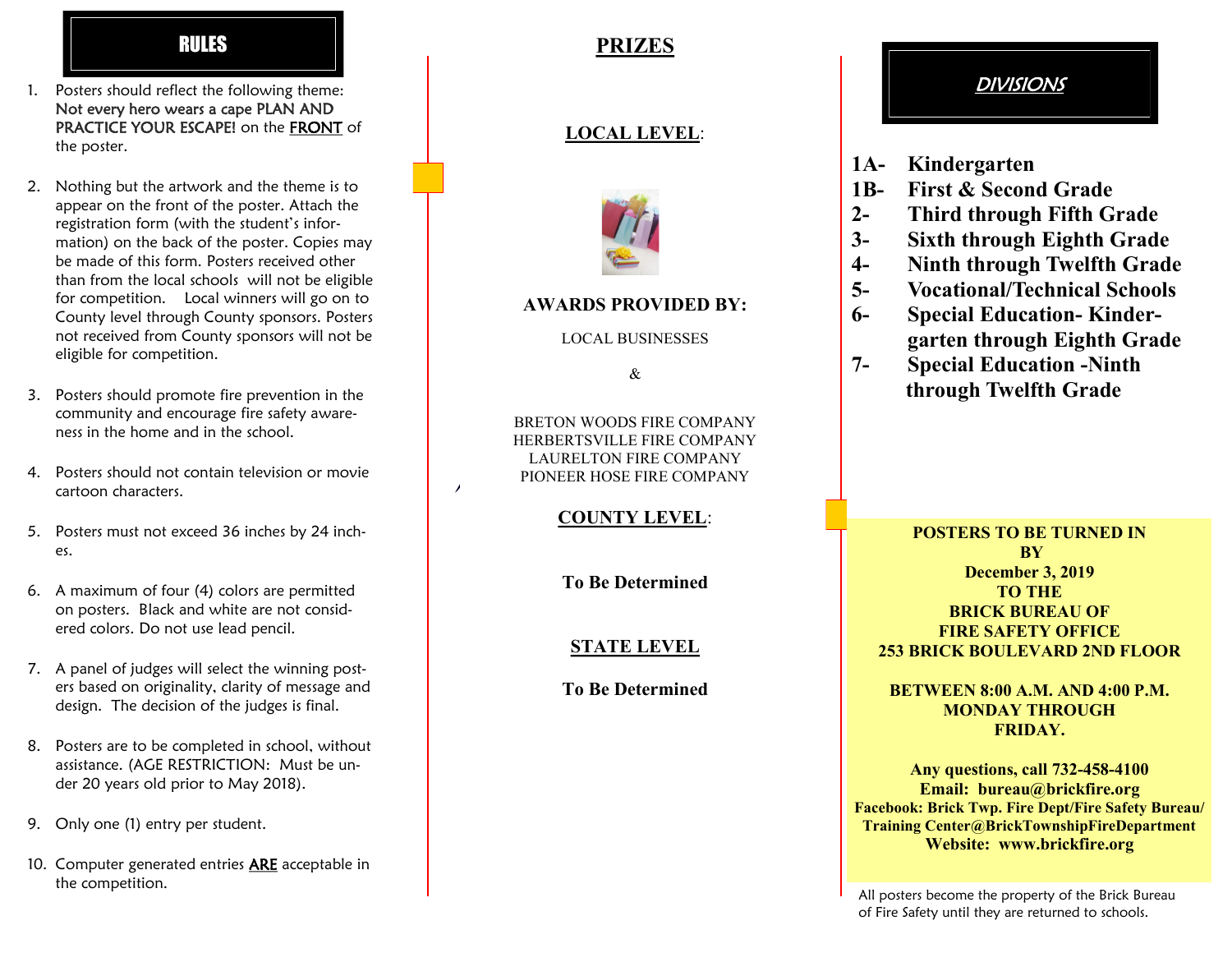## RULES

1. Posters should reflect the following theme: Not every hero wears a cape PLAN AND PRACTICE YOUR ESCAPE! on the FRONT of the poster.

2. Nothing but the artwork and the theme is to appear on the front of the poster. Attach the registration form (with the student's information) on the back of the poster. Copies may be made of this form. Posters received other than from the local schools will not be eligible for competition. Local winners will go on to County level through County sponsors. Posters not received from County sponsors will not be eligible for competition.

3. Posters should promote fire prevention in the community and encourage fire safety awareness in the home and in the school.

4. Posters should not contain television or movie cartoon characters.

5. Posters must not exceed 36 inches by 24 inches.

6. A maximum of four (4) colors are permitted on posters. Black and white are not considered colors. Do not use lead pencil.

7. A panel of judges will select the winning posters based on originality, clarity of message and design. The decision of the judges is final.

8. Posters are to be completed in school, without assistance. (AGE RESTRICTION: Must be under 20 years old prior to May 2018).

9. Only one (1) entry per student.

10. Computer generated entries **ARE** acceptable in the competition.

## PRIZES

### LOCAL LEVEL:

**AWARDS PROVIDED BY:**

LOCAL BUSINESSES

&

BRETON WOODS FIRE COMPANY
HERBERTSVILLE FIRE COMPANY
LAURELTON FIRE COMPANY
PIONEER HOSE FIRE COMPANY

### COUNTY LEVEL:

**To Be Determined**

### STATE LEVEL

**To Be Determined**

## DIVISIONS

**1A- Kindergarten**
**1B- First & Second Grade**
**2- Third through Fifth Grade**
**3- Sixth through Eighth Grade**
**4- Ninth through Twelfth Grade**
**5- Vocational/Technical Schools**
**6- Special Education- Kindergarten through Eighth Grade**
**7- Special Education -Ninth through Twelfth Grade**

**POSTERS TO BE TURNED IN BY December 3, 2019 TO THE BRICK BUREAU OF FIRE SAFETY OFFICE 253 BRICK BOULEVARD 2ND FLOOR**

**BETWEEN 8:00 A.M. AND 4:00 P.M. MONDAY THROUGH FRIDAY.**

**Any questions, call 732-458-4100**
**Email: bureau@brickfire.org**
**Facebook: Brick Twp. Fire Dept/Fire Safety Bureau/ Training Center@BrickTownshipFireDepartment**
**Website: www.brickfire.org**

All posters become the property of the Brick Bureau of Fire Safety until they are returned to schools.